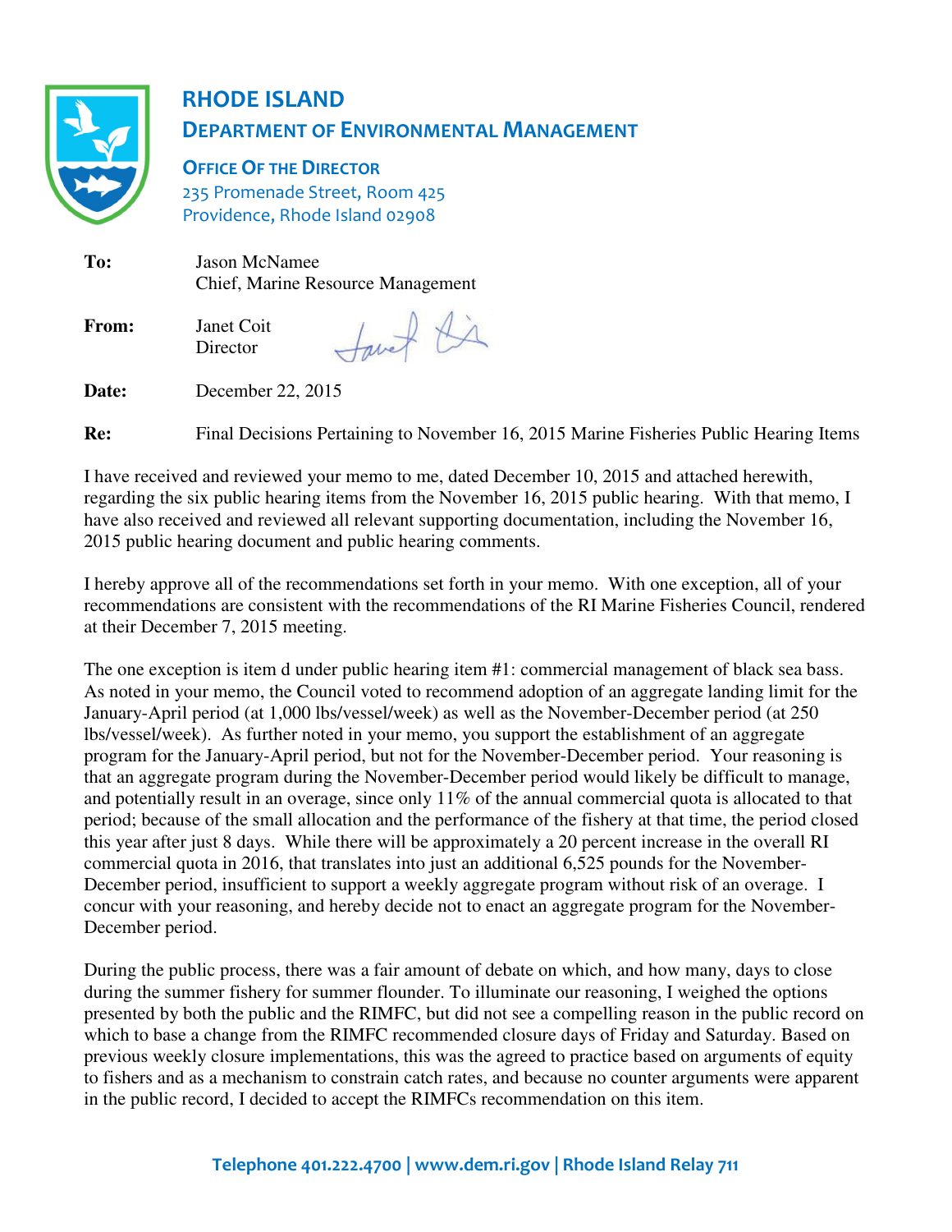# RHODE ISLAND

## DEPARTMENT OF ENVIRONMENTAL MANAGEMENT

### OFFICE OF THE DIRECTOR

235 Promenade Street, Room 425
Providence, Rhode Island 02908

**To:** Jason McNamee
Chief, Marine Resource Management

**From:** Janet Coit
Director

**Date:** December 22, 2015

**Re:** Final Decisions Pertaining to November 16, 2015 Marine Fisheries Public Hearing Items

I have received and reviewed your memo to me, dated December 10, 2015 and attached herewith, regarding the six public hearing items from the November 16, 2015 public hearing. With that memo, I have also received and reviewed all relevant supporting documentation, including the November 16, 2015 public hearing document and public hearing comments.

I hereby approve all of the recommendations set forth in your memo. With one exception, all of your recommendations are consistent with the recommendations of the RI Marine Fisheries Council, rendered at their December 7, 2015 meeting.

The one exception is item d under public hearing item #1: commercial management of black sea bass. As noted in your memo, the Council voted to recommend adoption of an aggregate landing limit for the January-April period (at 1,000 lbs/vessel/week) as well as the November-December period (at 250 lbs/vessel/week). As further noted in your memo, you support the establishment of an aggregate program for the January-April period, but not for the November-December period. Your reasoning is that an aggregate program during the November-December period would likely be difficult to manage, and potentially result in an overage, since only 11% of the annual commercial quota is allocated to that period; because of the small allocation and the performance of the fishery at that time, the period closed this year after just 8 days. While there will be approximately a 20 percent increase in the overall RI commercial quota in 2016, that translates into just an additional 6,525 pounds for the November-December period, insufficient to support a weekly aggregate program without risk of an overage. I concur with your reasoning, and hereby decide not to enact an aggregate program for the November-December period.

During the public process, there was a fair amount of debate on which, and how many, days to close during the summer fishery for summer flounder. To illuminate our reasoning, I weighed the options presented by both the public and the RIMFC, but did not see a compelling reason in the public record on which to base a change from the RIMFC recommended closure days of Friday and Saturday. Based on previous weekly closure implementations, this was the agreed to practice based on arguments of equity to fishers and as a mechanism to constrain catch rates, and because no counter arguments were apparent in the public record, I decided to accept the RIMFCs recommendation on this item.

Telephone 401.222.4700 | www.dem.ri.gov | Rhode Island Relay 711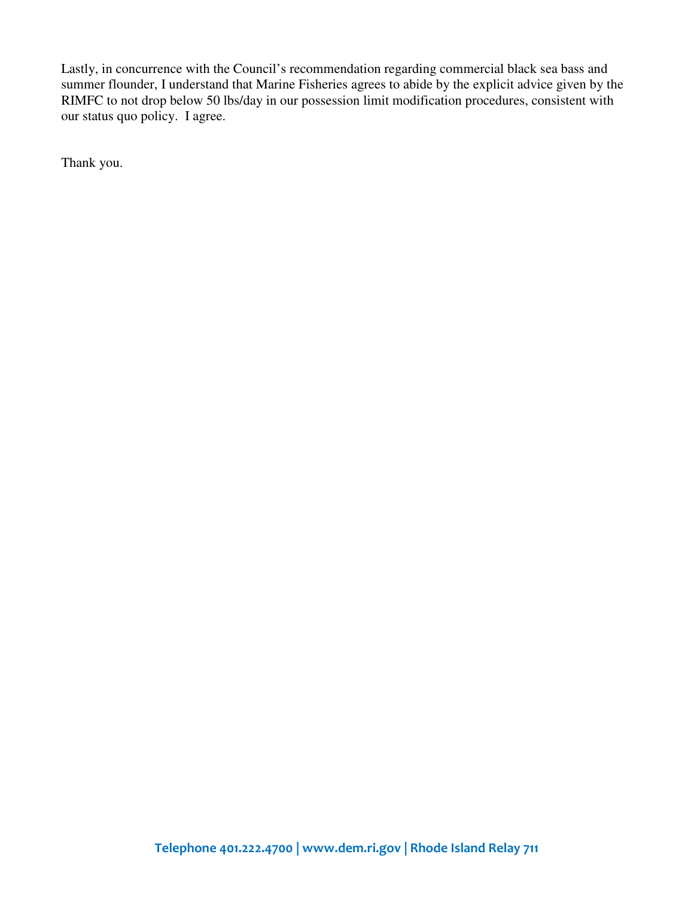Lastly, in concurrence with the Council's recommendation regarding commercial black sea bass and summer flounder, I understand that Marine Fisheries agrees to abide by the explicit advice given by the RIMFC to not drop below 50 lbs/day in our possession limit modification procedures, consistent with our status quo policy. I agree.

Thank you.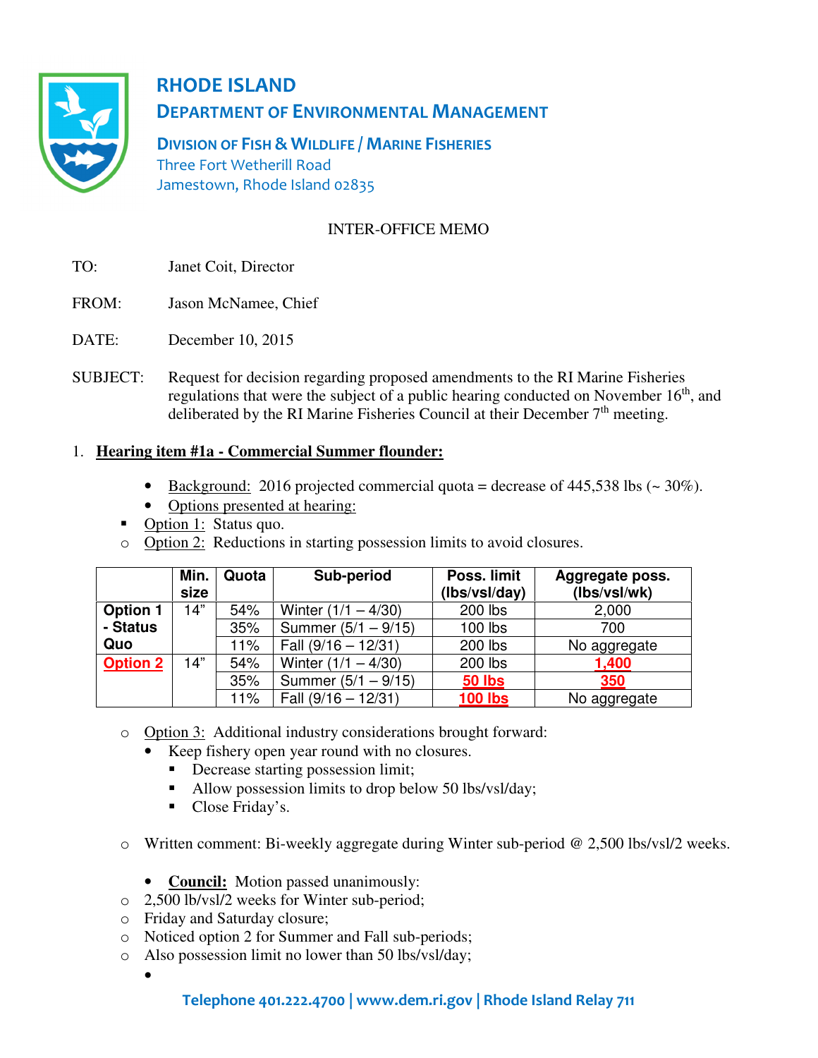# RHODE ISLAND
## DEPARTMENT OF ENVIRONMENTAL MANAGEMENT

### DIVISION OF FISH & WILDLIFE / MARINE FISHERIES
Three Fort Wetherill Road
Jamestown, Rhode Island 02835

INTER-OFFICE MEMO

TO: Janet Coit, Director

FROM: Jason McNamee, Chief

DATE: December 10, 2015

SUBJECT: Request for decision regarding proposed amendments to the RI Marine Fisheries regulations that were the subject of a public hearing conducted on November 16th, and deliberated by the RI Marine Fisheries Council at their December 7th meeting.

1. **Hearing item #1a - Commercial Summer flounder:**

- Background: 2016 projected commercial quota = decrease of 445,538 lbs (~ 30%).
- Options presented at hearing:
  - Option 1: Status quo.
  - Option 2: Reductions in starting possession limits to avoid closures.

| | Min. size | Quota | Sub-period | Poss. limit (lbs/vsl/day) | Aggregate poss. (lbs/vsl/wk) |
|---|---|---|---|---|---|
| **Option 1 - Status Quo** | 14" | 54% | Winter (1/1 – 4/30) | 200 lbs | 2,000 |
| | | 35% | Summer (5/1 – 9/15) | 100 lbs | 700 |
| | | 11% | Fall (9/16 – 12/31) | 200 lbs | No aggregate |
| **Option 2** | 14" | 54% | Winter (1/1 – 4/30) | 200 lbs | **1,400** |
| | | 35% | Summer (5/1 – 9/15) | **50 lbs** | **350** |
| | | 11% | Fall (9/16 – 12/31) | **100 lbs** | No aggregate |

- Option 3: Additional industry considerations brought forward:
  - Keep fishery open year round with no closures.
    - Decrease starting possession limit;
    - Allow possession limits to drop below 50 lbs/vsl/day;
    - Close Friday's.

- Written comment: Bi-weekly aggregate during Winter sub-period @ 2,500 lbs/vsl/2 weeks.

- **Council:** Motion passed unanimously:
  - 2,500 lb/vsl/2 weeks for Winter sub-period;
  - Friday and Saturday closure;
  - Noticed option 2 for Summer and Fall sub-periods;
  - Also possession limit no lower than 50 lbs/vsl/day;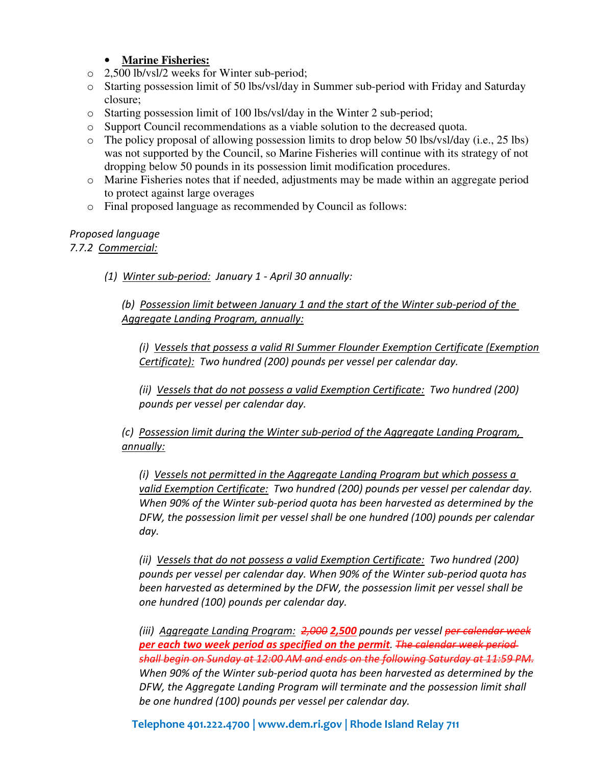- **Marine Fisheries:**
  - 2,500 lb/vsl/2 weeks for Winter sub-period;
  - Starting possession limit of 50 lbs/vsl/day in Summer sub-period with Friday and Saturday closure;
  - Starting possession limit of 100 lbs/vsl/day in the Winter 2 sub-period;
  - Support Council recommendations as a viable solution to the decreased quota.
  - The policy proposal of allowing possession limits to drop below 50 lbs/vsl/day (i.e., 25 lbs) was not supported by the Council, so Marine Fisheries will continue with its strategy of not dropping below 50 pounds in its possession limit modification procedures.
  - Marine Fisheries notes that if needed, adjustments may be made within an aggregate period to protect against large overages
  - Final proposed language as recommended by Council as follows:

*Proposed language*

*7.7.2 Commercial:*

*(1) Winter sub-period: January 1 - April 30 annually:*

*(b) Possession limit between January 1 and the start of the Winter sub-period of the Aggregate Landing Program, annually:*

*(i) Vessels that possess a valid RI Summer Flounder Exemption Certificate (Exemption Certificate): Two hundred (200) pounds per vessel per calendar day.*

*(ii) Vessels that do not possess a valid Exemption Certificate: Two hundred (200) pounds per vessel per calendar day.*

*(c) Possession limit during the Winter sub-period of the Aggregate Landing Program, annually:*

*(i) Vessels not permitted in the Aggregate Landing Program but which possess a valid Exemption Certificate: Two hundred (200) pounds per vessel per calendar day. When 90% of the Winter sub-period quota has been harvested as determined by the DFW, the possession limit per vessel shall be one hundred (100) pounds per calendar day.*

*(ii) Vessels that do not possess a valid Exemption Certificate: Two hundred (200) pounds per vessel per calendar day. When 90% of the Winter sub-period quota has been harvested as determined by the DFW, the possession limit per vessel shall be one hundred (100) pounds per calendar day.*

*(iii) Aggregate Landing Program: ~~2,000~~ **2,500** pounds per vessel ~~per calendar week~~ **per each two week period as specified on the permit**. ~~The calendar week period shall begin on Sunday at 12:00 AM and ends on the following Saturday at 11:59 PM.~~ When 90% of the Winter sub-period quota has been harvested as determined by the DFW, the Aggregate Landing Program will terminate and the possession limit shall be one hundred (100) pounds per vessel per calendar day.*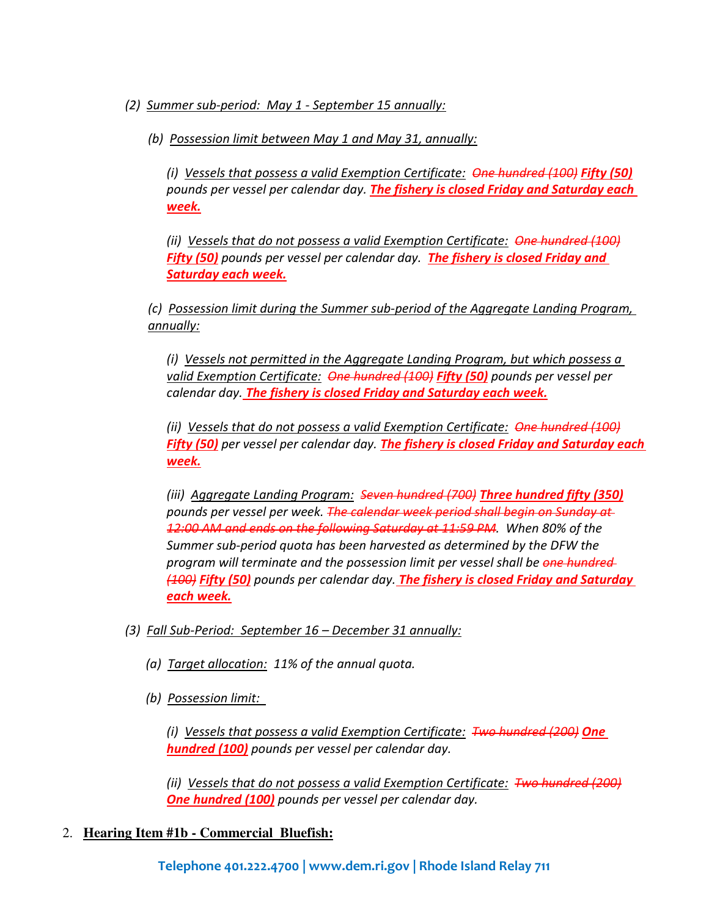(2) Summer sub-period: May 1 - September 15 annually:

(b) Possession limit between May 1 and May 31, annually:

(i) Vessels that possess a valid Exemption Certificate: ~~One hundred (100)~~ ***Fifty (50)*** pounds per vessel per calendar day. ***The fishery is closed Friday and Saturday each week.***

(ii) Vessels that do not possess a valid Exemption Certificate: ~~One hundred (100)~~ ***Fifty (50)*** pounds per vessel per calendar day. ***The fishery is closed Friday and Saturday each week.***

(c) Possession limit during the Summer sub-period of the Aggregate Landing Program, annually:

(i) Vessels not permitted in the Aggregate Landing Program, but which possess a valid Exemption Certificate: ~~One hundred (100)~~ ***Fifty (50)*** pounds per vessel per calendar day. ***The fishery is closed Friday and Saturday each week.***

(ii) Vessels that do not possess a valid Exemption Certificate: ~~One hundred (100)~~ ***Fifty (50)*** per vessel per calendar day. ***The fishery is closed Friday and Saturday each week.***

(iii) Aggregate Landing Program: ~~Seven hundred (700)~~ ***Three hundred fifty (350)*** pounds per vessel per week. ~~The calendar week period shall begin on Sunday at 12:00 AM and ends on the following Saturday at 11:59 PM~~. When 80% of the Summer sub-period quota has been harvested as determined by the DFW the program will terminate and the possession limit per vessel shall be ~~one hundred (100)~~ ***Fifty (50)*** pounds per calendar day. ***The fishery is closed Friday and Saturday each week.***

(3) Fall Sub-Period: September 16 – December 31 annually:

(a) Target allocation: 11% of the annual quota.

(b) Possession limit:

(i) Vessels that possess a valid Exemption Certificate: ~~Two hundred (200)~~ ***One hundred (100)*** pounds per vessel per calendar day.

(ii) Vessels that do not possess a valid Exemption Certificate: ~~Two hundred (200)~~ ***One hundred (100)*** pounds per vessel per calendar day.

2. **Hearing Item #1b - Commercial Bluefish:**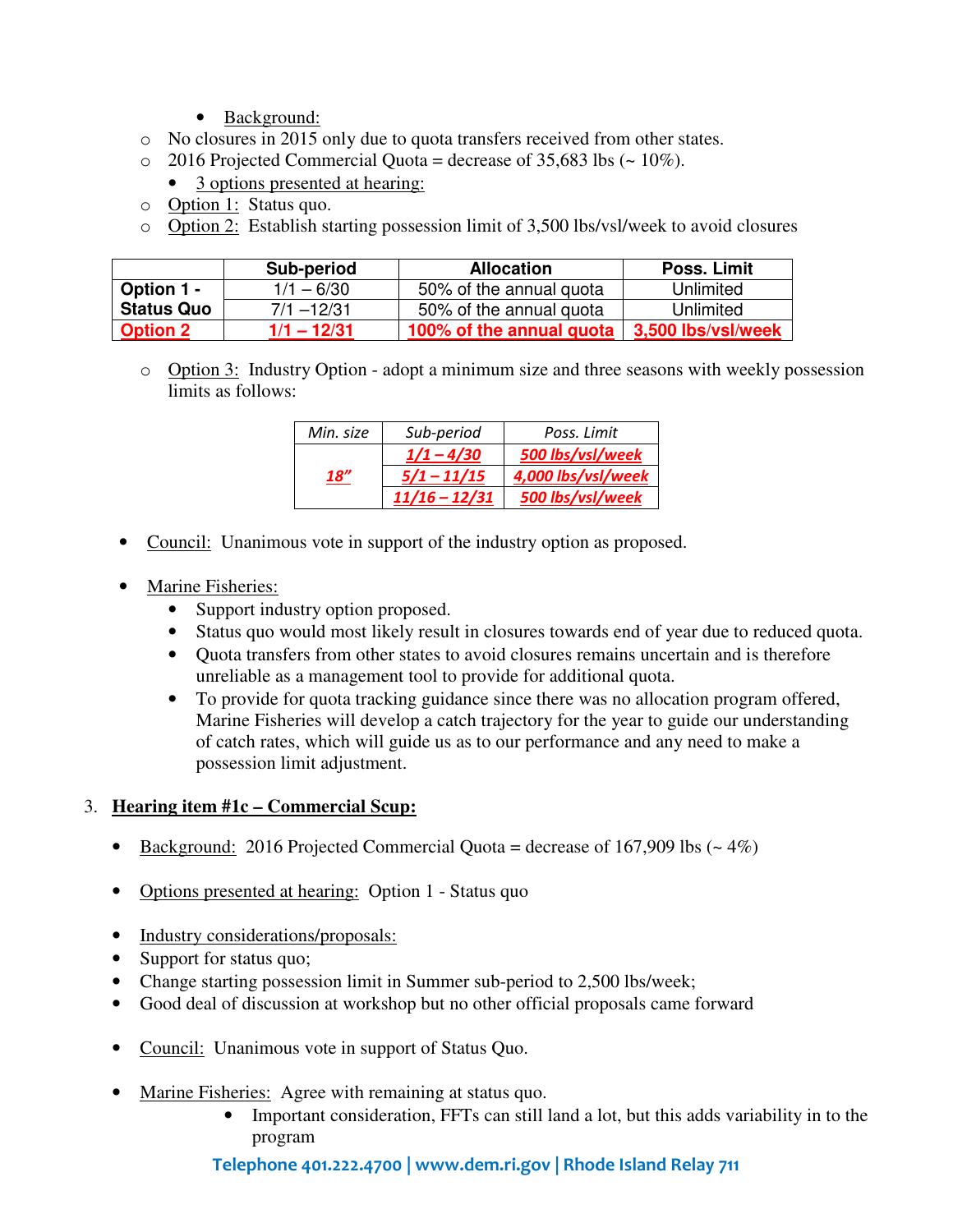- Background:
  - No closures in 2015 only due to quota transfers received from other states.
  - 2016 Projected Commercial Quota = decrease of 35,683 lbs (~ 10%).
- 3 options presented at hearing:
  - Option 1: Status quo.
  - Option 2: Establish starting possession limit of 3,500 lbs/vsl/week to avoid closures

| | Sub-period | Allocation | Poss. Limit |
|---|---|---|---|
| Option 1 - Status Quo | 1/1 – 6/30 | 50% of the annual quota | Unlimited |
| | 7/1 –12/31 | 50% of the annual quota | Unlimited |
| Option 2 | 1/1 – 12/31 | 100% of the annual quota | 3,500 lbs/vsl/week |

  - Option 3: Industry Option - adopt a minimum size and three seasons with weekly possession limits as follows:

| Min. size | Sub-period | Poss. Limit |
|---|---|---|
| 18" | 1/1 – 4/30 | 500 lbs/vsl/week |
| | 5/1 – 11/15 | 4,000 lbs/vsl/week |
| | 11/16 – 12/31 | 500 lbs/vsl/week |

- Council: Unanimous vote in support of the industry option as proposed.

- Marine Fisheries:
  - Support industry option proposed.
  - Status quo would most likely result in closures towards end of year due to reduced quota.
  - Quota transfers from other states to avoid closures remains uncertain and is therefore unreliable as a management tool to provide for additional quota.
  - To provide for quota tracking guidance since there was no allocation program offered, Marine Fisheries will develop a catch trajectory for the year to guide our understanding of catch rates, which will guide us as to our performance and any need to make a possession limit adjustment.

3. **Hearing item #1c – Commercial Scup:**

- Background: 2016 Projected Commercial Quota = decrease of 167,909 lbs (~ 4%)

- Options presented at hearing: Option 1 - Status quo

- Industry considerations/proposals:
- Support for status quo;
- Change starting possession limit in Summer sub-period to 2,500 lbs/week;
- Good deal of discussion at workshop but no other official proposals came forward

- Council: Unanimous vote in support of Status Quo.

- Marine Fisheries: Agree with remaining at status quo.
  - Important consideration, FFTs can still land a lot, but this adds variability in to the program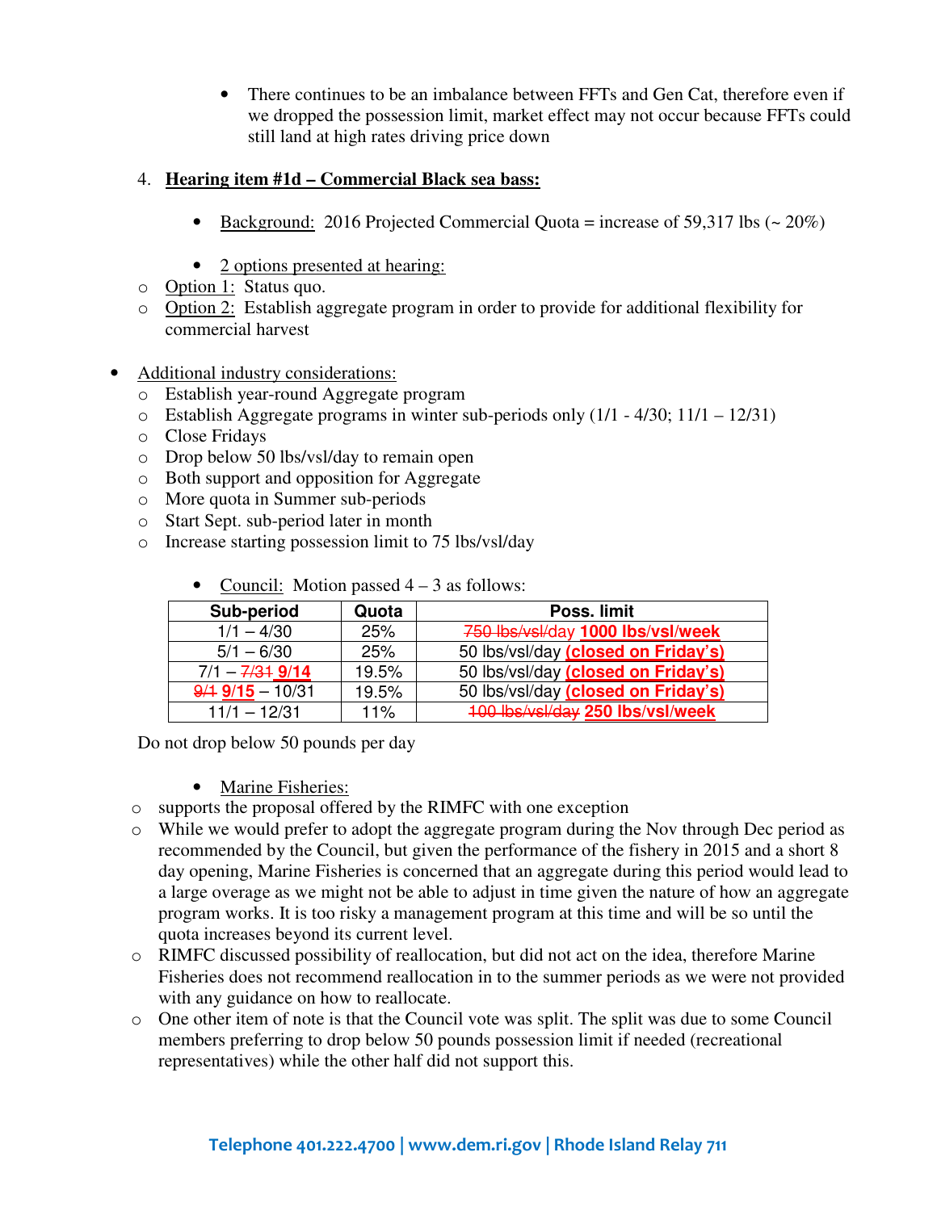- There continues to be an imbalance between FFTs and Gen Cat, therefore even if we dropped the possession limit, market effect may not occur because FFTs could still land at high rates driving price down

4. **Hearing item #1d – Commercial Black sea bass:**

- Background: 2016 Projected Commercial Quota = increase of 59,317 lbs (~ 20%)

- 2 options presented at hearing:
  - Option 1: Status quo.
  - Option 2: Establish aggregate program in order to provide for additional flexibility for commercial harvest

- Additional industry considerations:
  - Establish year-round Aggregate program
  - Establish Aggregate programs in winter sub-periods only (1/1 - 4/30; 11/1 – 12/31)
  - Close Fridays
  - Drop below 50 lbs/vsl/day to remain open
  - Both support and opposition for Aggregate
  - More quota in Summer sub-periods
  - Start Sept. sub-period later in month
  - Increase starting possession limit to 75 lbs/vsl/day

- Council: Motion passed 4 – 3 as follows:

| Sub-period | Quota | Poss. limit |
|---|---|---|
| 1/1 – 4/30 | 25% | ~~750 lbs/vsl/day~~ **1000 lbs/vsl/week** |
| 5/1 – 6/30 | 25% | 50 lbs/vsl/day **(closed on Friday's)** |
| 7/1 – ~~7/31~~ **9/14** | 19.5% | 50 lbs/vsl/day **(closed on Friday's)** |
| ~~9/1~~ **9/15** – 10/31 | 19.5% | 50 lbs/vsl/day **(closed on Friday's)** |
| 11/1 – 12/31 | 11% | ~~100 lbs/vsl/day~~ **250 lbs/vsl/week** |

Do not drop below 50 pounds per day

- Marine Fisheries:
  - supports the proposal offered by the RIMFC with one exception
  - While we would prefer to adopt the aggregate program during the Nov through Dec period as recommended by the Council, but given the performance of the fishery in 2015 and a short 8 day opening, Marine Fisheries is concerned that an aggregate during this period would lead to a large overage as we might not be able to adjust in time given the nature of how an aggregate program works. It is too risky a management program at this time and will be so until the quota increases beyond its current level.
  - RIMFC discussed possibility of reallocation, but did not act on the idea, therefore Marine Fisheries does not recommend reallocation in to the summer periods as we were not provided with any guidance on how to reallocate.
  - One other item of note is that the Council vote was split. The split was due to some Council members preferring to drop below 50 pounds possession limit if needed (recreational representatives) while the other half did not support this.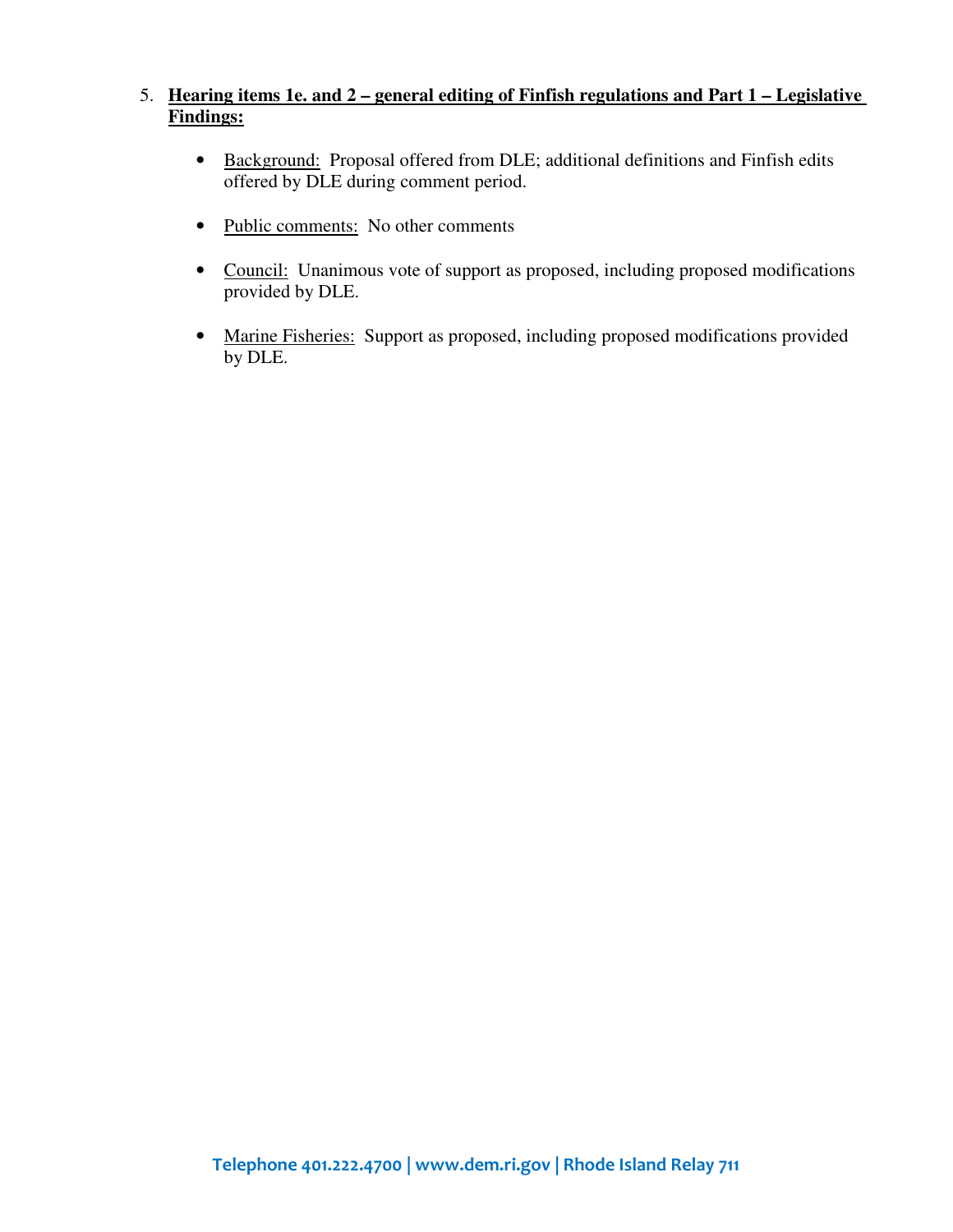5. **Hearing items 1e. and 2 – general editing of Finfish regulations and Part 1 – Legislative Findings:**

   - Background: Proposal offered from DLE; additional definitions and Finfish edits offered by DLE during comment period.

   - Public comments: No other comments

   - Council: Unanimous vote of support as proposed, including proposed modifications provided by DLE.

   - Marine Fisheries: Support as proposed, including proposed modifications provided by DLE.